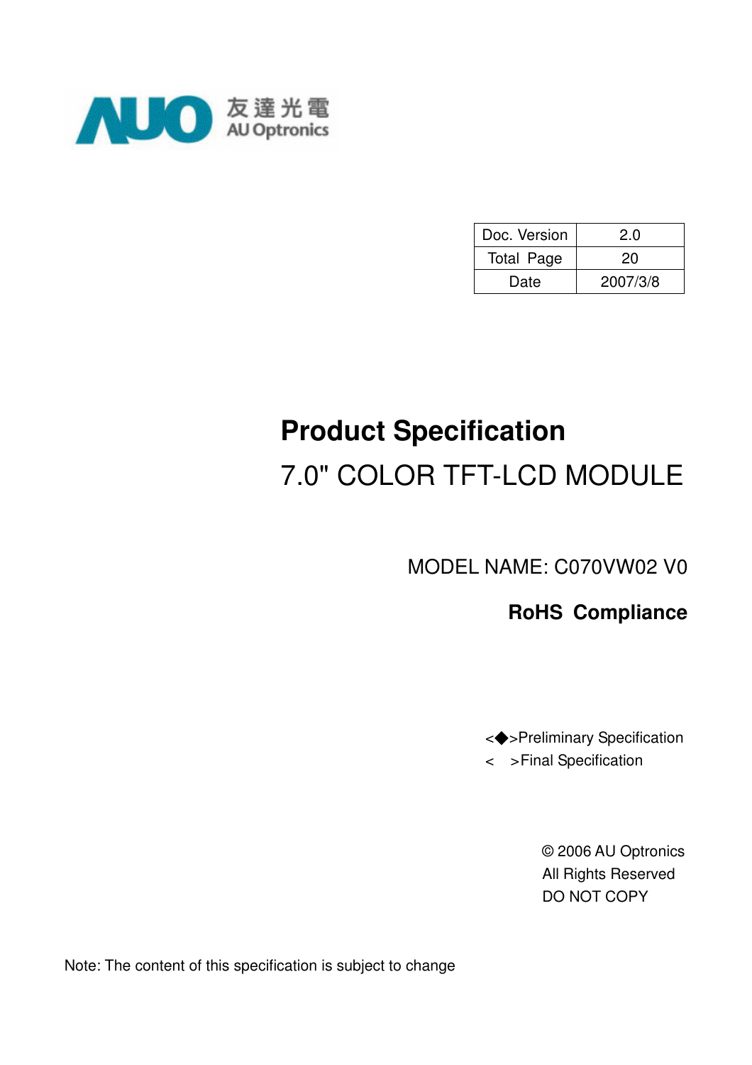AUO 友達光電 AU Optronics

| Doc. Version | 2.0 |
| --- | --- |
| Total Page | 20 |
| Date | 2007/3/8 |

# Product Specification

## 7.0" COLOR TFT-LCD MODULE

MODEL NAME: C070VW02 V0

**RoHS Compliance**

<◆>Preliminary Specification

< >Final Specification

© 2006 AU Optronics
All Rights Reserved
DO NOT COPY

Note: The content of this specification is subject to change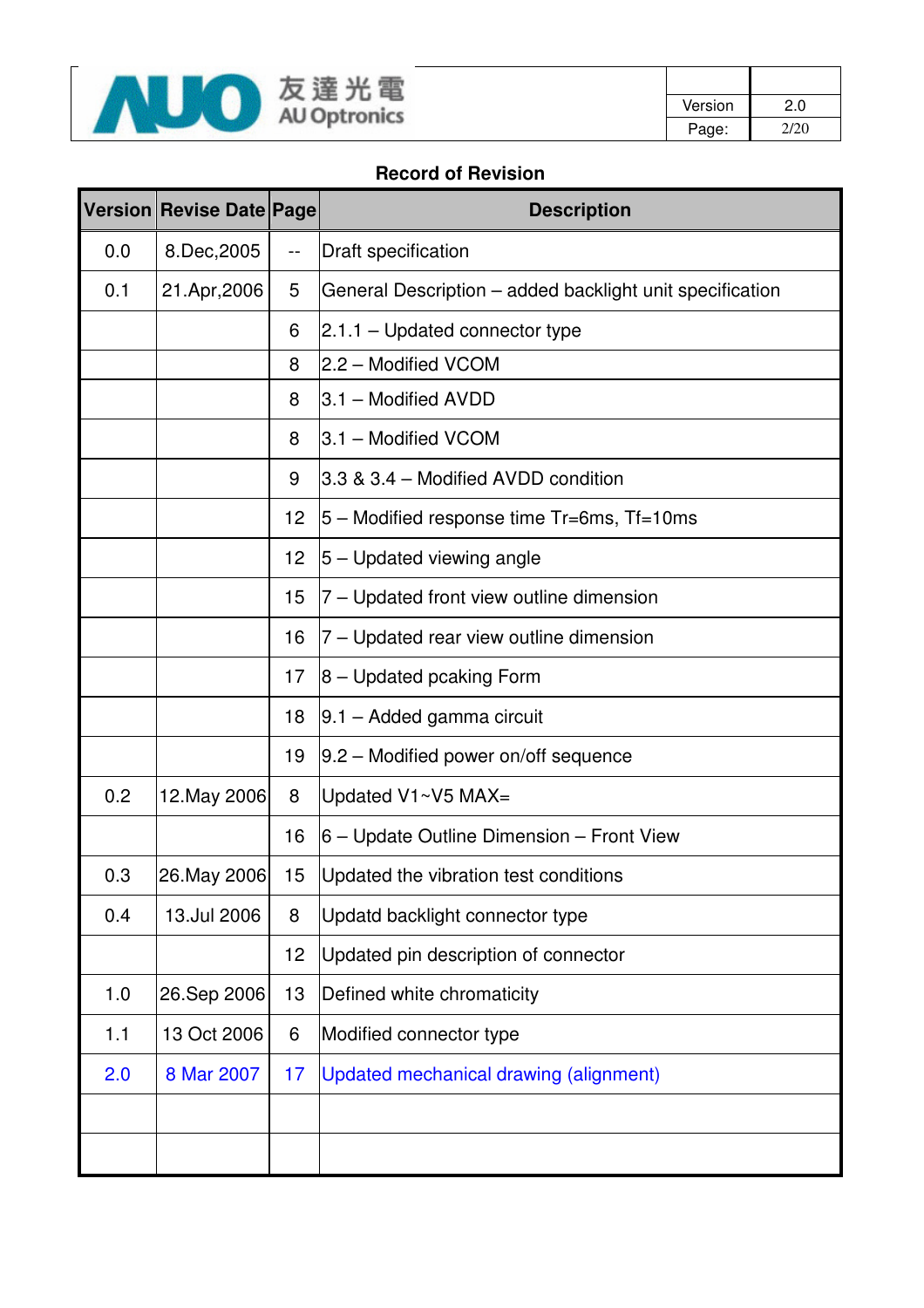## Record of Revision

| Version | Revise Date | Page | Description |
|---|---|---|---|
| 0.0 | 8.Dec,2005 | -- | Draft specification |
| 0.1 | 21.Apr,2006 | 5 | General Description – added backlight unit specification |
| | | 6 | 2.1.1 – Updated connector type |
| | | 8 | 2.2 – Modified VCOM |
| | | 8 | 3.1 – Modified AVDD |
| | | 8 | 3.1 – Modified VCOM |
| | | 9 | 3.3 & 3.4 – Modified AVDD condition |
| | | 12 | 5 – Modified response time Tr=6ms, Tf=10ms |
| | | 12 | 5 – Updated viewing angle |
| | | 15 | 7 – Updated front view outline dimension |
| | | 16 | 7 – Updated rear view outline dimension |
| | | 17 | 8 – Updated pcaking Form |
| | | 18 | 9.1 – Added gamma circuit |
| | | 19 | 9.2 – Modified power on/off sequence |
| 0.2 | 12.May 2006 | 8 | Updated V1~V5 MAX= |
| | | 16 | 6 – Update Outline Dimension – Front View |
| 0.3 | 26.May 2006 | 15 | Updated the vibration test conditions |
| 0.4 | 13.Jul 2006 | 8 | Updatd backlight connector type |
| | | 12 | Updated pin description of connector |
| 1.0 | 26.Sep 2006 | 13 | Defined white chromaticity |
| 1.1 | 13 Oct 2006 | 6 | Modified connector type |
| 2.0 | 8 Mar 2007 | 17 | Updated mechanical drawing (alignment) |
| | | | |
| | | | |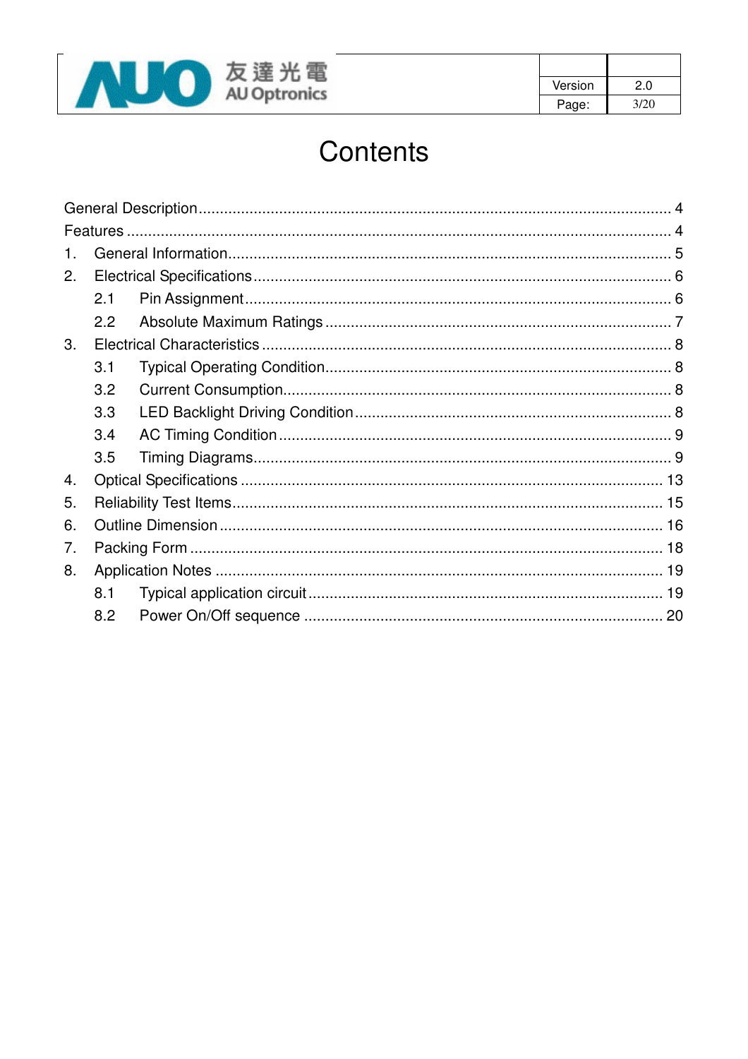# Contents

General Description.............................................................................................................. 4
Features .............................................................................................................................. 4
1. General Information......................................................................................................... 5
2. Electrical Specifications.................................................................................................. 6
   2.1 Pin Assignment........................................................................................................ 6
   2.2 Absolute Maximum Ratings..................................................................................... 7
3. Electrical Characteristics ................................................................................................ 8
   3.1 Typical Operating Condition..................................................................................... 8
   3.2 Current Consumption............................................................................................... 8
   3.3 LED Backlight Driving Condition.............................................................................. 8
   3.4 AC Timing Condition................................................................................................ 9
   3.5 Timing Diagrams...................................................................................................... 9
4. Optical Specifications ..................................................................................................... 13
5. Reliability Test Items....................................................................................................... 15
6. Outline Dimension........................................................................................................... 16
7. Packing Form .................................................................................................................. 18
8. Application Notes ............................................................................................................ 19
   8.1 Typical application circuit......................................................................................... 19
   8.2 Power On/Off sequence .......................................................................................... 20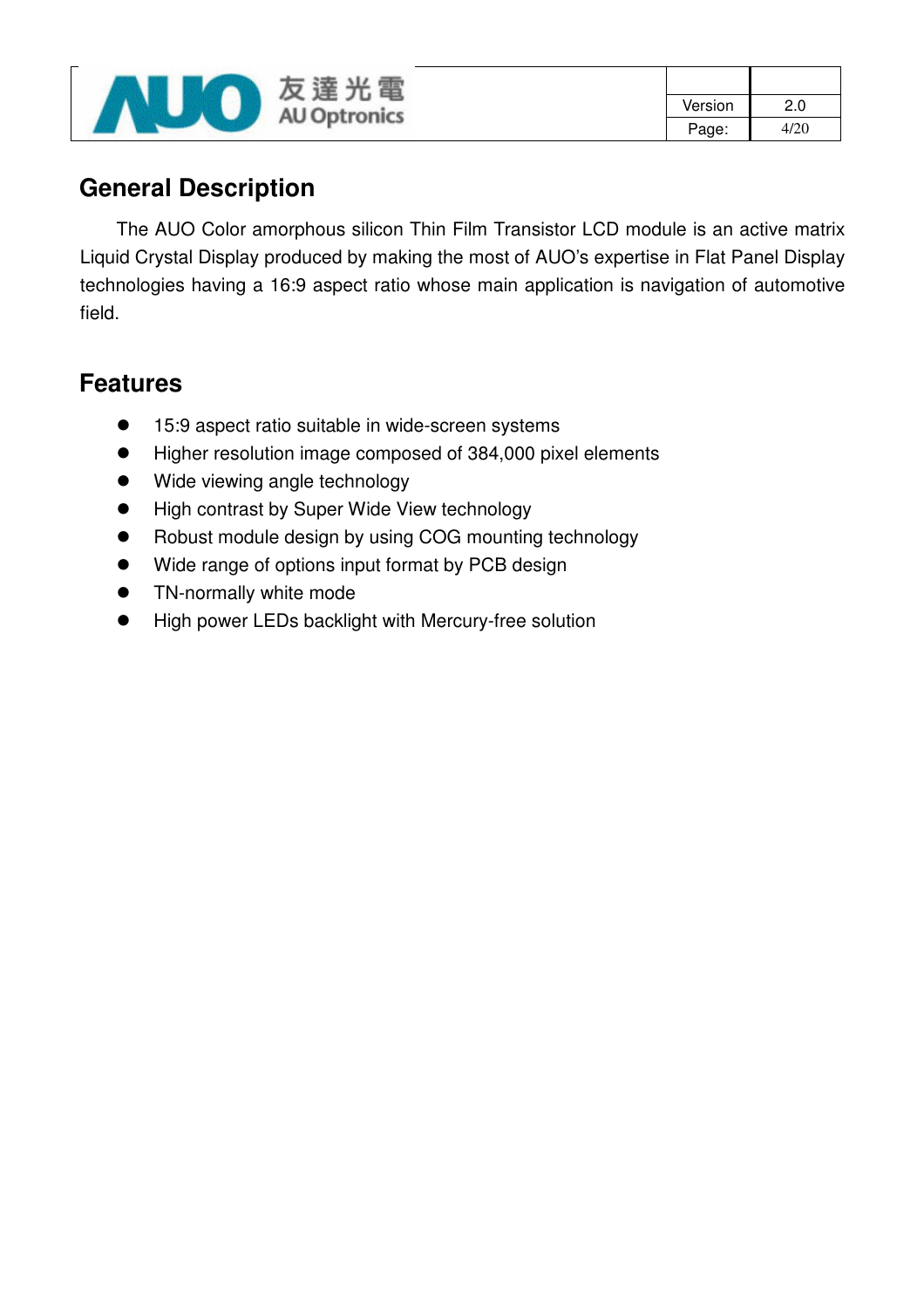## General Description

The AUO Color amorphous silicon Thin Film Transistor LCD module is an active matrix Liquid Crystal Display produced by making the most of AUO's expertise in Flat Panel Display technologies having a 16:9 aspect ratio whose main application is navigation of automotive field.

## Features

- 15:9 aspect ratio suitable in wide-screen systems
- Higher resolution image composed of 384,000 pixel elements
- Wide viewing angle technology
- High contrast by Super Wide View technology
- Robust module design by using COG mounting technology
- Wide range of options input format by PCB design
- TN-normally white mode
- High power LEDs backlight with Mercury-free solution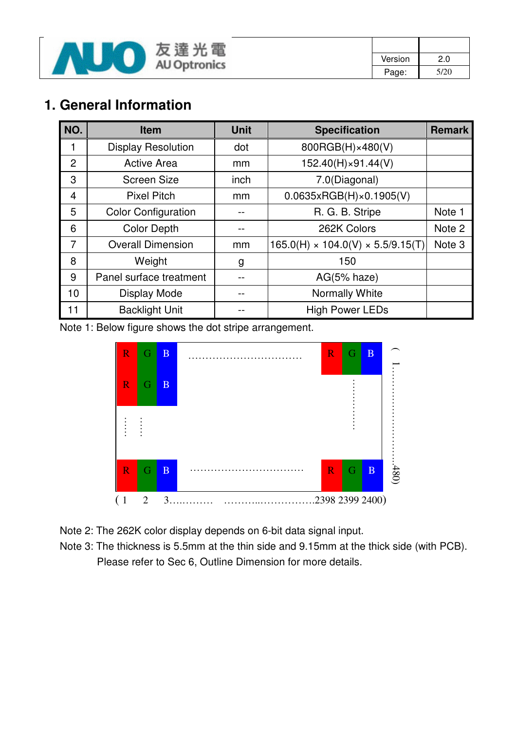# 1. General Information

| NO. | Item | Unit | Specification | Remark |
|---|---|---|---|---|
| 1 | Display Resolution | dot | 800RGB(H)×480(V) | |
| 2 | Active Area | mm | 152.40(H)×91.44(V) | |
| 3 | Screen Size | inch | 7.0(Diagonal) | |
| 4 | Pixel Pitch | mm | 0.0635xRGB(H)×0.1905(V) | |
| 5 | Color Configuration | -- | R. G. B. Stripe | Note 1 |
| 6 | Color Depth | -- | 262K Colors | Note 2 |
| 7 | Overall Dimension | mm | 165.0(H) × 104.0(V) × 5.5/9.15(T) | Note 3 |
| 8 | Weight | g | 150 | |
| 9 | Panel surface treatment | -- | AG(5% haze) | |
| 10 | Display Mode | -- | Normally White | |
| 11 | Backlight Unit | -- | High Power LEDs | |

Note 1: Below figure shows the dot stripe arrangement.

R G B ................................ R G B
R G B

R G B ................................ R G B

( 1 2 3............ ...........................2398 2399 2400)

( 1...............................480)

Note 2: The 262K color display depends on 6-bit data signal input.

Note 3: The thickness is 5.5mm at the thin side and 9.15mm at the thick side (with PCB).
Please refer to Sec 6, Outline Dimension for more details.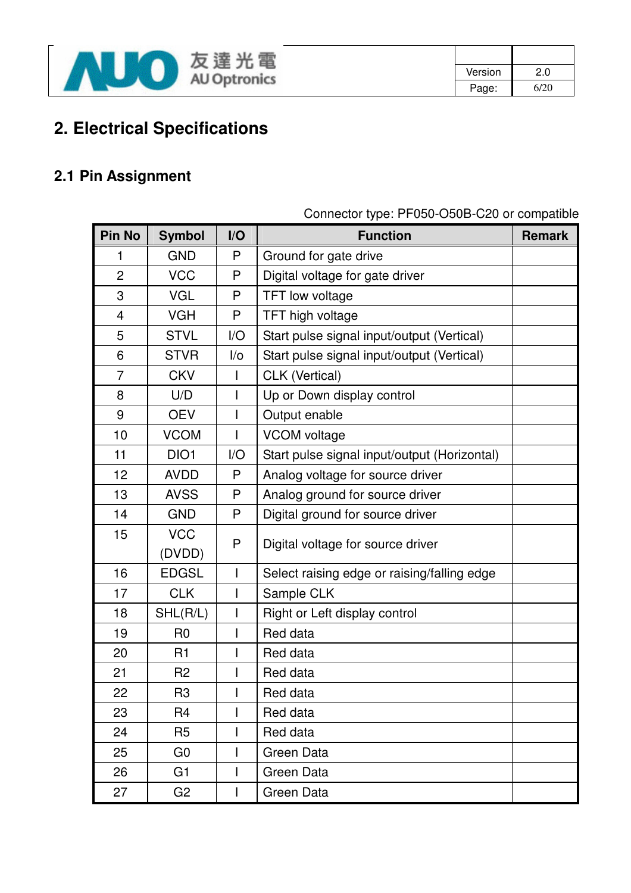# 2. Electrical Specifications

## 2.1 Pin Assignment

Connector type: PF050-O50B-C20 or compatible

| Pin No | Symbol | I/O | Function | Remark |
|---|---|---|---|---|
| 1 | GND | P | Ground for gate drive | |
| 2 | VCC | P | Digital voltage for gate driver | |
| 3 | VGL | P | TFT low voltage | |
| 4 | VGH | P | TFT high voltage | |
| 5 | STVL | I/O | Start pulse signal input/output (Vertical) | |
| 6 | STVR | I/o | Start pulse signal input/output (Vertical) | |
| 7 | CKV | I | CLK (Vertical) | |
| 8 | U/D | I | Up or Down display control | |
| 9 | OEV | I | Output enable | |
| 10 | VCOM | I | VCOM voltage | |
| 11 | DIO1 | I/O | Start pulse signal input/output (Horizontal) | |
| 12 | AVDD | P | Analog voltage for source driver | |
| 13 | AVSS | P | Analog ground for source driver | |
| 14 | GND | P | Digital ground for source driver | |
| 15 | VCC (DVDD) | P | Digital voltage for source driver | |
| 16 | EDGSL | I | Select raising edge or raising/falling edge | |
| 17 | CLK | I | Sample CLK | |
| 18 | SHL(R/L) | I | Right or Left display control | |
| 19 | R0 | I | Red data | |
| 20 | R1 | I | Red data | |
| 21 | R2 | I | Red data | |
| 22 | R3 | I | Red data | |
| 23 | R4 | I | Red data | |
| 24 | R5 | I | Red data | |
| 25 | G0 | I | Green Data | |
| 26 | G1 | I | Green Data | |
| 27 | G2 | I | Green Data | |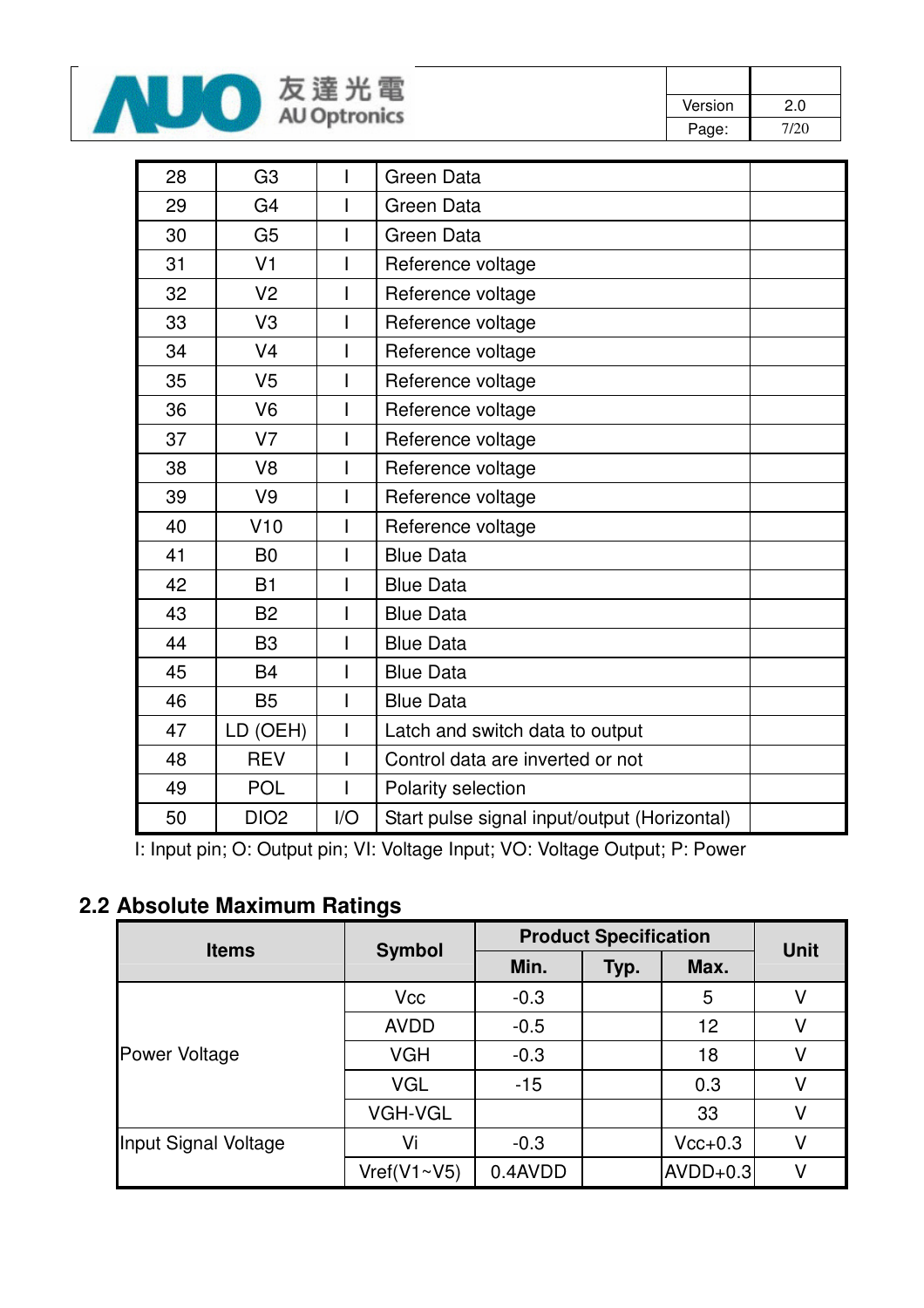| 28 | G3 | I | Green Data | |
|---|---|---|---|---|
| 29 | G4 | I | Green Data | |
| 30 | G5 | I | Green Data | |
| 31 | V1 | I | Reference voltage | |
| 32 | V2 | I | Reference voltage | |
| 33 | V3 | I | Reference voltage | |
| 34 | V4 | I | Reference voltage | |
| 35 | V5 | I | Reference voltage | |
| 36 | V6 | I | Reference voltage | |
| 37 | V7 | I | Reference voltage | |
| 38 | V8 | I | Reference voltage | |
| 39 | V9 | I | Reference voltage | |
| 40 | V10 | I | Reference voltage | |
| 41 | B0 | I | Blue Data | |
| 42 | B1 | I | Blue Data | |
| 43 | B2 | I | Blue Data | |
| 44 | B3 | I | Blue Data | |
| 45 | B4 | I | Blue Data | |
| 46 | B5 | I | Blue Data | |
| 47 | LD (OEH) | I | Latch and switch data to output | |
| 48 | REV | I | Control data are inverted or not | |
| 49 | POL | I | Polarity selection | |
| 50 | DIO2 | I/O | Start pulse signal input/output (Horizontal) | |

I: Input pin; O: Output pin; VI: Voltage Input; VO: Voltage Output; P: Power

## 2.2 Absolute Maximum Ratings

| Items | Symbol | Product Specification | | | Unit |
|---|---|---|---|---|---|
| | | Min. | Typ. | Max. | |
| Power Voltage | Vcc | -0.3 | | 5 | V |
| | AVDD | -0.5 | | 12 | V |
| | VGH | -0.3 | | 18 | V |
| | VGL | -15 | | 0.3 | V |
| | VGH-VGL | | | 33 | V |
| Input Signal Voltage | Vi | -0.3 | | Vcc+0.3 | V |
| | Vref(V1~V5) | 0.4AVDD | | AVDD+0.3 | V |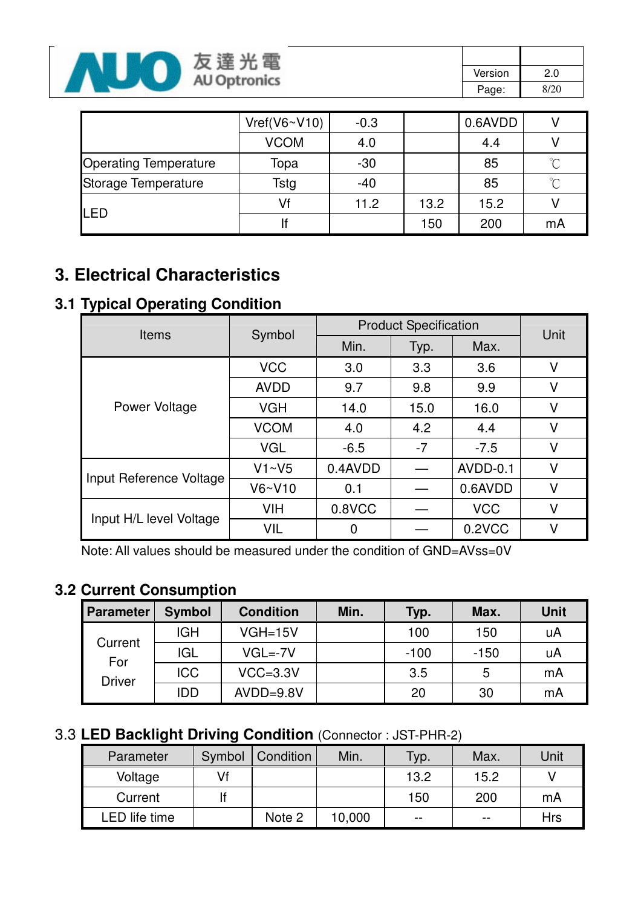| | Vref(V6~V10) | -0.3 | | 0.6AVDD | V |
|---|---|---|---|---|---|
| | VCOM | 4.0 | | 4.4 | V |
| Operating Temperature | Topa | -30 | | 85 | ℃ |
| Storage Temperature | Tstg | -40 | | 85 | ℃ |
| LED | Vf | 11.2 | 13.2 | 15.2 | V |
| | If | | 150 | 200 | mA |

# 3. Electrical Characteristics

## 3.1 Typical Operating Condition

| Items | Symbol | Product Specification | | | Unit |
|---|---|---|---|---|---|
| | | Min. | Typ. | Max. | |
| Power Voltage | VCC | 3.0 | 3.3 | 3.6 | V |
| | AVDD | 9.7 | 9.8 | 9.9 | V |
| | VGH | 14.0 | 15.0 | 16.0 | V |
| | VCOM | 4.0 | 4.2 | 4.4 | V |
| | VGL | -6.5 | -7 | -7.5 | V |
| Input Reference Voltage | V1~V5 | 0.4AVDD | — | AVDD-0.1 | V |
| | V6~V10 | 0.1 | — | 0.6AVDD | V |
| Input H/L level Voltage | VIH | 0.8VCC | — | VCC | V |
| | VIL | 0 | — | 0.2VCC | V |

Note: All values should be measured under the condition of GND=AVss=0V

## 3.2 Current Consumption

| Parameter | Symbol | Condition | Min. | Typ. | Max. | Unit |
|---|---|---|---|---|---|---|
| Current For Driver | IGH | VGH=15V | | 100 | 150 | uA |
| | IGL | VGL=-7V | | -100 | -150 | uA |
| | ICC | VCC=3.3V | | 3.5 | 5 | mA |
| | IDD | AVDD=9.8V | | 20 | 30 | mA |

## 3.3 LED Backlight Driving Condition (Connector : JST-PHR-2)

| Parameter | Symbol | Condition | Min. | Typ. | Max. | Unit |
|---|---|---|---|---|---|---|
| Voltage | Vf | | | 13.2 | 15.2 | V |
| Current | If | | | 150 | 200 | mA |
| LED life time | | Note 2 | 10,000 | -- | -- | Hrs |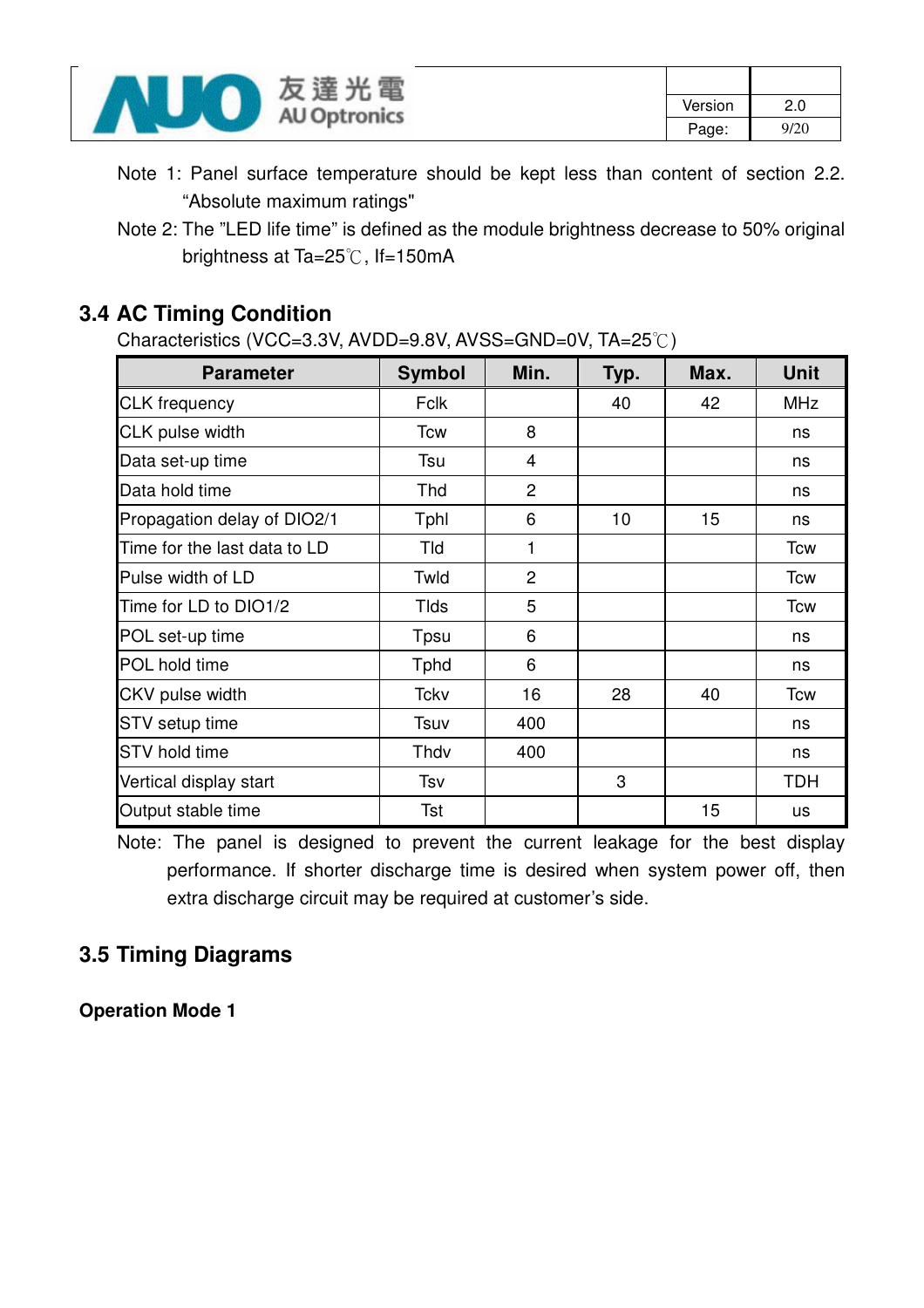Note 1: Panel surface temperature should be kept less than content of section 2.2. "Absolute maximum ratings"

Note 2: The "LED life time" is defined as the module brightness decrease to 50% original brightness at Ta=25℃, If=150mA

## 3.4 AC Timing Condition

Characteristics (VCC=3.3V, AVDD=9.8V, AVSS=GND=0V, TA=25℃)

| Parameter | Symbol | Min. | Typ. | Max. | Unit |
|---|---|---|---|---|---|
| CLK frequency | Fclk | | 40 | 42 | MHz |
| CLK pulse width | Tcw | 8 | | | ns |
| Data set-up time | Tsu | 4 | | | ns |
| Data hold time | Thd | 2 | | | ns |
| Propagation delay of DIO2/1 | Tphl | 6 | 10 | 15 | ns |
| Time for the last data to LD | Tld | 1 | | | Tcw |
| Pulse width of LD | Twld | 2 | | | Tcw |
| Time for LD to DIO1/2 | Tlds | 5 | | | Tcw |
| POL set-up time | Tpsu | 6 | | | ns |
| POL hold time | Tphd | 6 | | | ns |
| CKV pulse width | Tckv | 16 | 28 | 40 | Tcw |
| STV setup time | Tsuv | 400 | | | ns |
| STV hold time | Thdv | 400 | | | ns |
| Vertical display start | Tsv | | 3 | | TDH |
| Output stable time | Tst | | | 15 | us |

Note: The panel is designed to prevent the current leakage for the best display performance. If shorter discharge time is desired when system power off, then extra discharge circuit may be required at customer's side.

## 3.5 Timing Diagrams

**Operation Mode 1**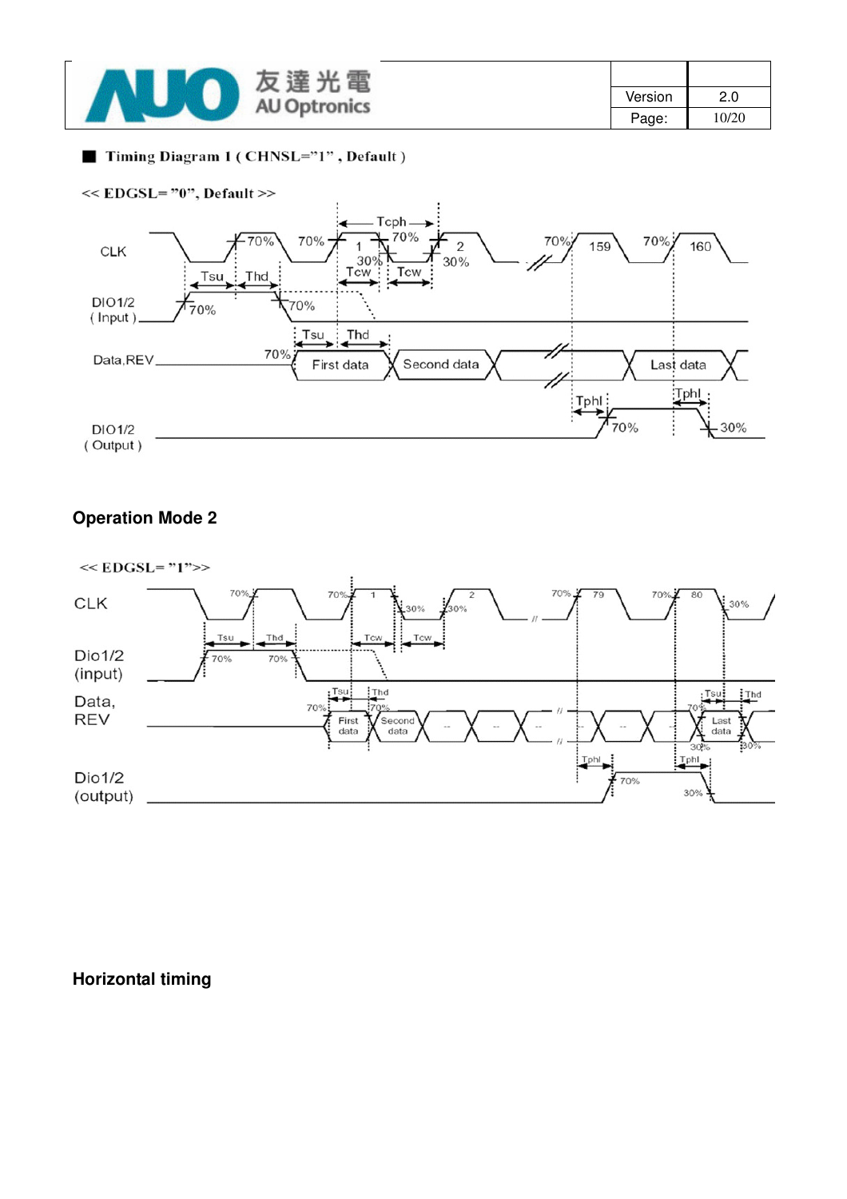■ **Timing Diagram 1 ( CHNSL="1" , Default )**

<< EDGSL= "0", Default >>

CLK

Tcph

70% 70% 70% 70% 70% 70%

1 2 159 160

30% 30%

Tsu Thd Tcw Tcw

DIO1/2 ( Input )

70% 70%

Tsu Thd

Data,REV

70%

First data | Second data | Last data

Tphl Tphl

DIO1/2 ( Output )

70% 30%

## Operation Mode 2

<< EDGSL= "1">>

CLK

70% 70% 70% 70% 1 2 79 80

30% 30% 30%

Tsu Thd Tcw Tcw

Dio1/2 (input)

70% 70%

Tsu Thd Tsu Thd

Data, REV

70% 70% 70%

First data | Second data | -- | -- | -- | -- | -- | Last data

30% 30%

Tphl Tphl

Dio1/2 (output)

70% 30%

## Horizontal timing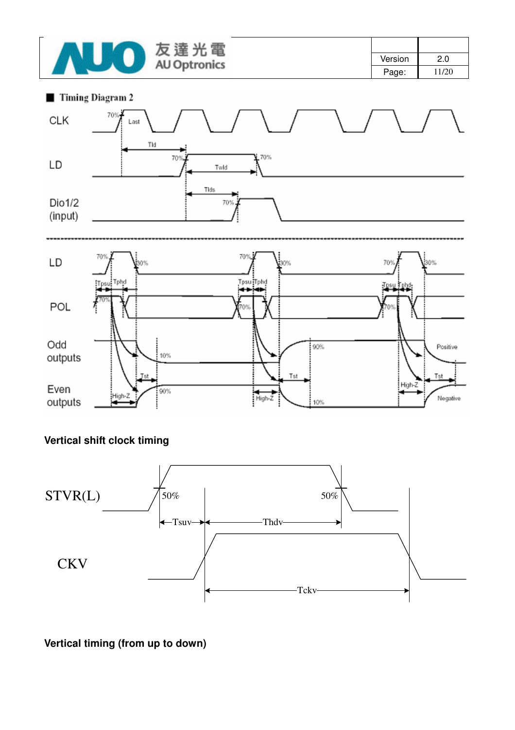■ **Timing Diagram 2**

**Vertical shift clock timing**

**Vertical timing (from up to down)**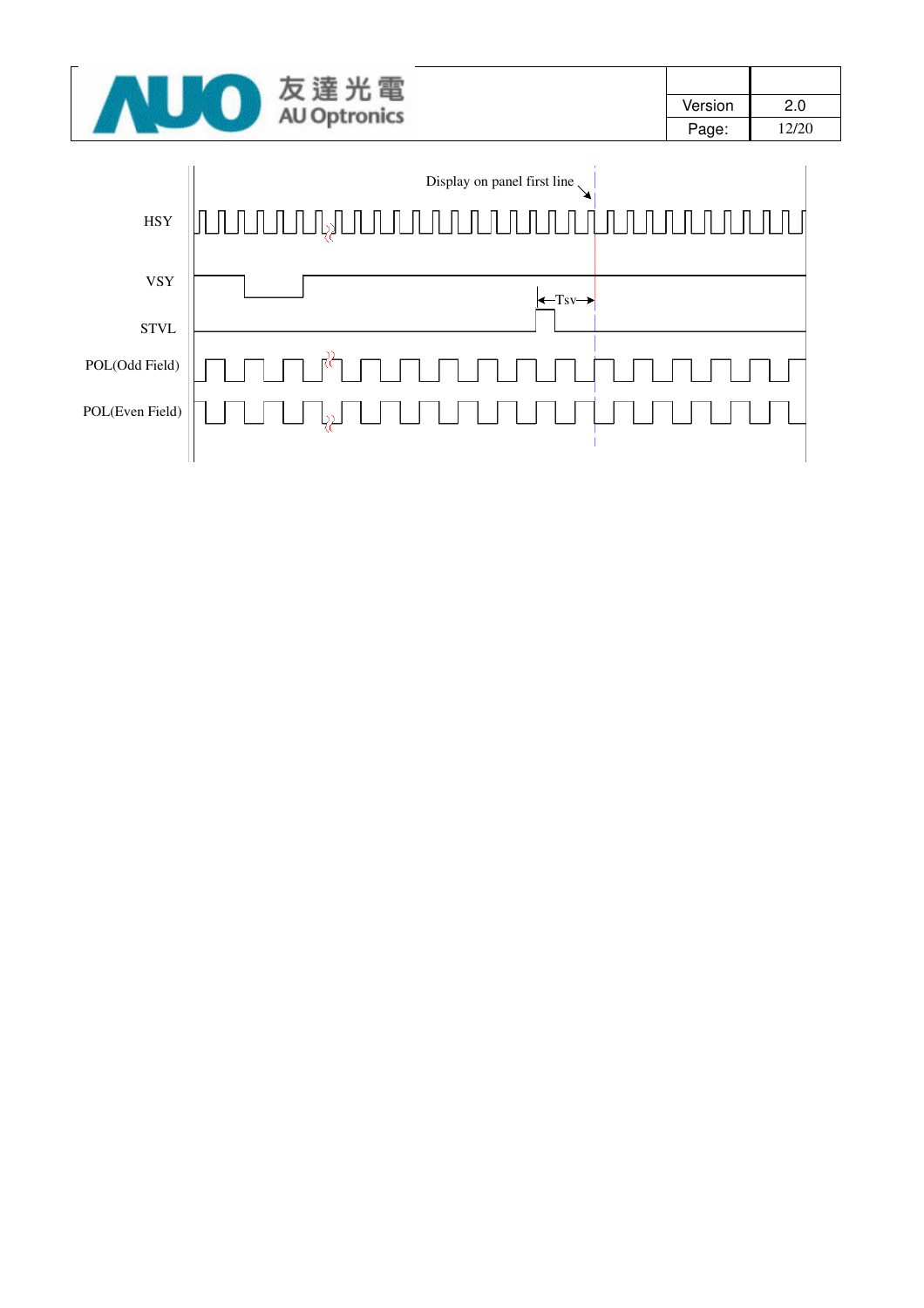Display on panel first line

HSY

VSY

Tsv

STVL

POL(Odd Field)

POL(Even Field)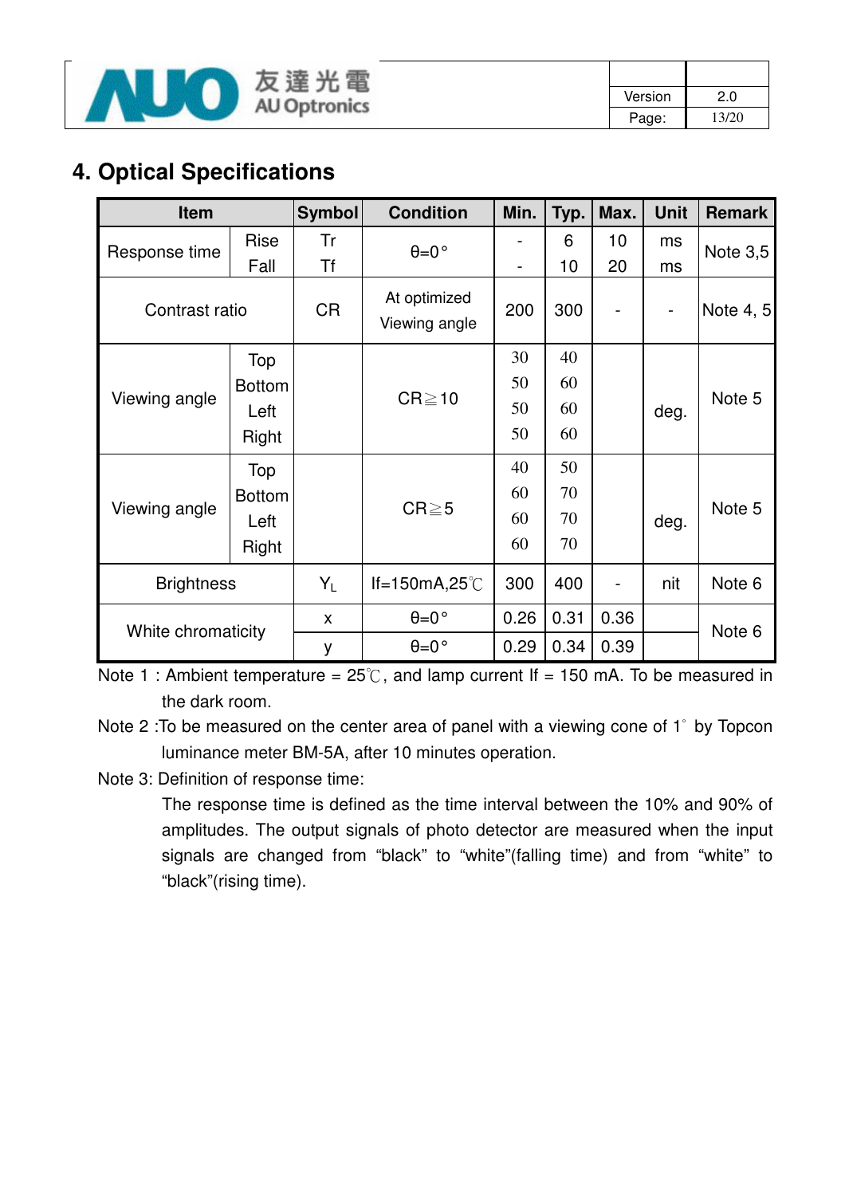## 4. Optical Specifications

| Item | | Symbol | Condition | Min. | Typ. | Max. | Unit | Remark |
|---|---|---|---|---|---|---|---|---|
| Response time | Rise | Tr | θ=0° | - | 6 | 10 | ms | Note 3,5 |
| | Fall | Tf | | - | 10 | 20 | ms | |
| Contrast ratio | | CR | At optimized Viewing angle | 200 | 300 | - | - | Note 4, 5 |
| Viewing angle | Top | | CR≧10 | 30 | 40 | | deg. | Note 5 |
| | Bottom | | | 50 | 60 | | | |
| | Left | | | 50 | 60 | | | |
| | Right | | | 50 | 60 | | | |
| Viewing angle | Top | | CR≧5 | 40 | 50 | | deg. | Note 5 |
| | Bottom | | | 60 | 70 | | | |
| | Left | | | 60 | 70 | | | |
| | Right | | | 60 | 70 | | | |
| Brightness | | $Y_L$ | If=150mA,25℃ | 300 | 400 | - | nit | Note 6 |
| White chromaticity | | x | θ=0° | 0.26 | 0.31 | 0.36 | | Note 6 |
| | | y | θ=0° | 0.29 | 0.34 | 0.39 | | |

Note 1 : Ambient temperature = 25℃, and lamp current If = 150 mA. To be measured in the dark room.

Note 2 :To be measured on the center area of panel with a viewing cone of 1° by Topcon luminance meter BM-5A, after 10 minutes operation.

Note 3: Definition of response time:

The response time is defined as the time interval between the 10% and 90% of amplitudes. The output signals of photo detector are measured when the input signals are changed from "black" to "white"(falling time) and from "white" to "black"(rising time).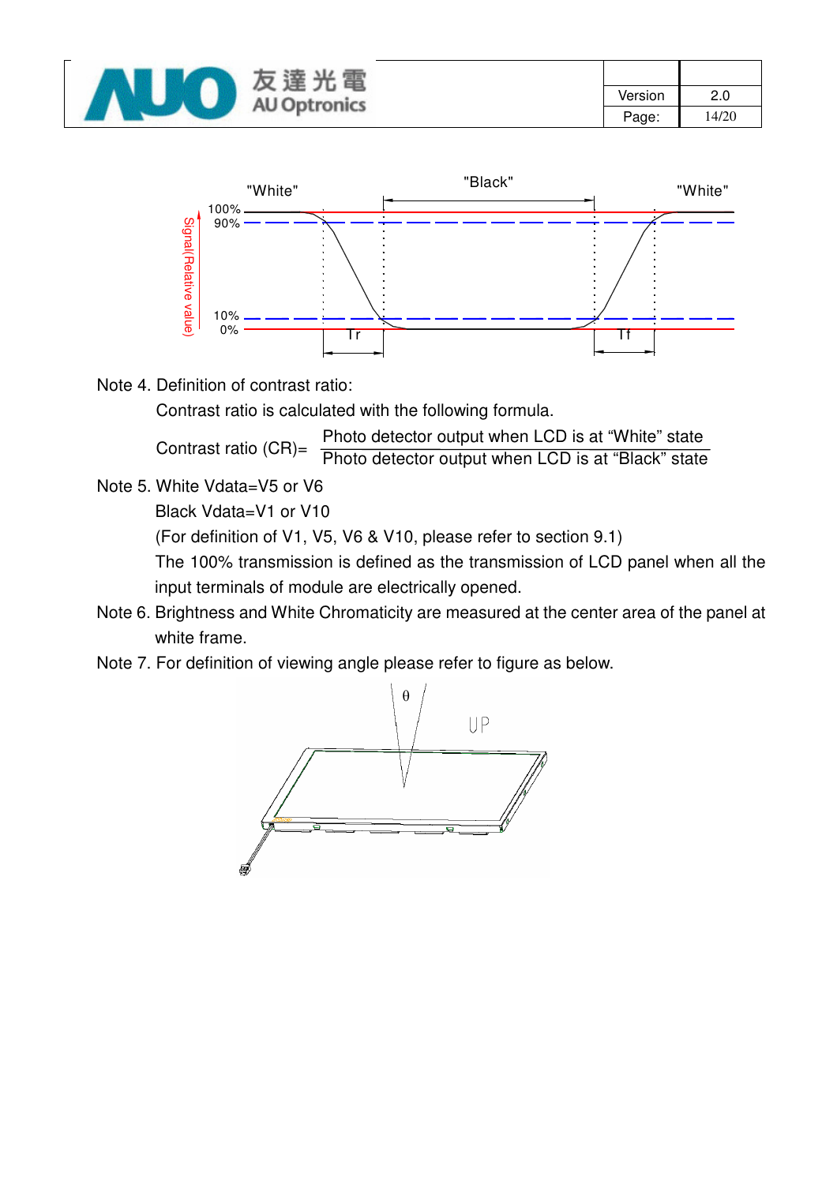Note 4. Definition of contrast ratio:

Contrast ratio is calculated with the following formula.

$$\text{Contrast ratio (CR)} = \frac{\text{Photo detector output when LCD is at “White” state}}{\text{Photo detector output when LCD is at “Black” state}}$$

Note 5. White Vdata=V5 or V6

Black Vdata=V1 or V10

(For definition of V1, V5, V6 & V10, please refer to section 9.1)

The 100% transmission is defined as the transmission of LCD panel when all the input terminals of module are electrically opened.

Note 6. Brightness and White Chromaticity are measured at the center area of the panel at white frame.

Note 7. For definition of viewing angle please refer to figure as below.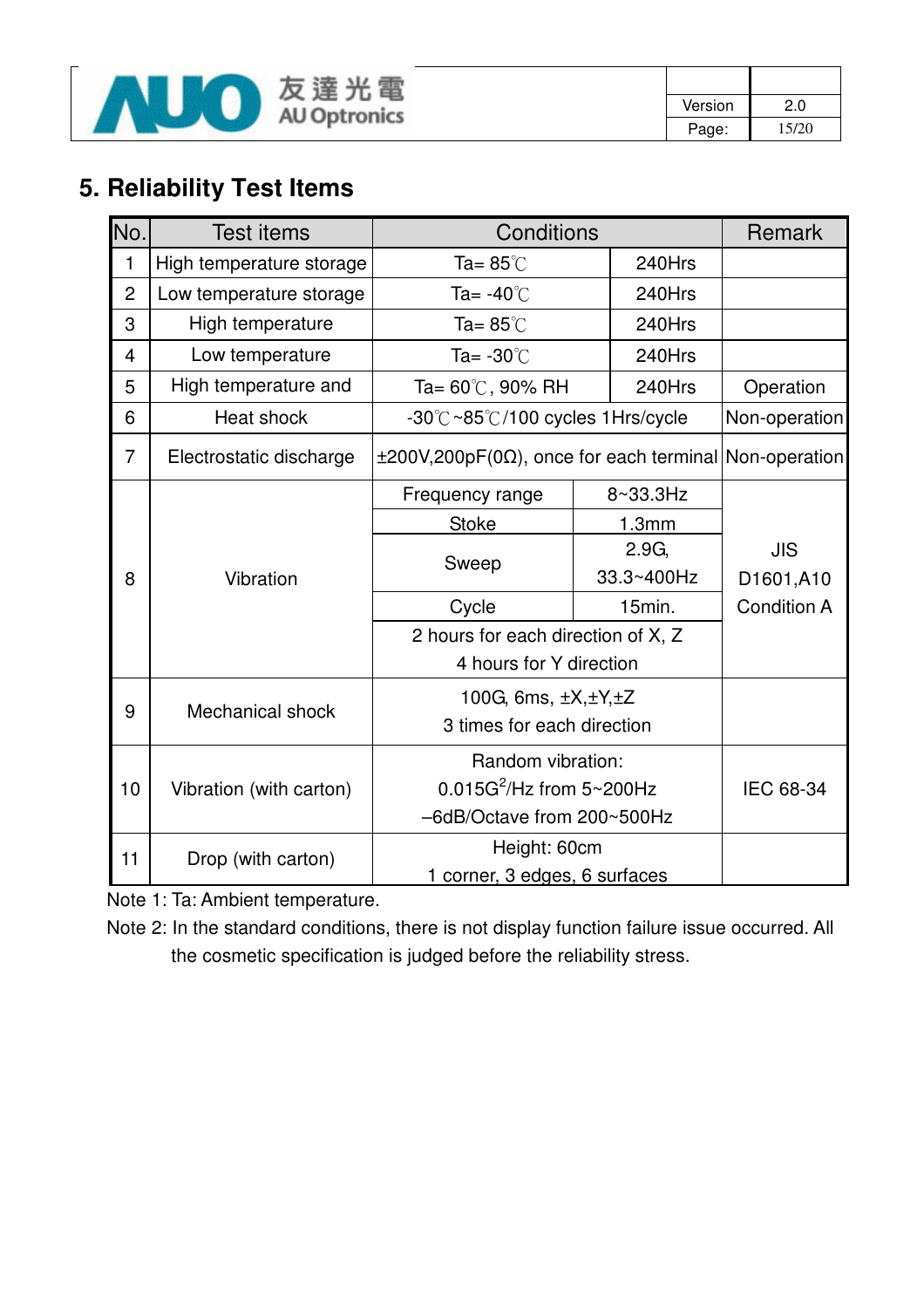## 5. Reliability Test Items

| No. | Test items | Conditions | | Remark |
|---|---|---|---|---|
| 1 | High temperature storage | Ta= 85℃ | 240Hrs | |
| 2 | Low temperature storage | Ta= -40℃ | 240Hrs | |
| 3 | High temperature | Ta= 85℃ | 240Hrs | |
| 4 | Low temperature | Ta= -30℃ | 240Hrs | |
| 5 | High temperature and | Ta= 60℃, 90% RH | 240Hrs | Operation |
| 6 | Heat shock | -30℃~85℃/100 cycles 1Hrs/cycle | | Non-operation |
| 7 | Electrostatic discharge | ±200V,200pF(0Ω), once for each terminal | | Non-operation |
| 8 | Vibration | Frequency range | 8~33.3Hz | JIS D1601,A10 Condition A |
| | | Stoke | 1.3mm | |
| | | Sweep | 2.9G, 33.3~400Hz | |
| | | Cycle | 15min. | |
| | | 2 hours for each direction of X, Z<br>4 hours for Y direction | | |
| 9 | Mechanical shock | 100G, 6ms, ±X,±Y,±Z<br>3 times for each direction | | |
| 10 | Vibration (with carton) | Random vibration:<br>$0.015G^2/Hz$ from 5~200Hz<br>–6dB/Octave from 200~500Hz | | IEC 68-34 |
| 11 | Drop (with carton) | Height: 60cm<br>1 corner, 3 edges, 6 surfaces | | |

Note 1: Ta: Ambient temperature.

Note 2: In the standard conditions, there is not display function failure issue occurred. All the cosmetic specification is judged before the reliability stress.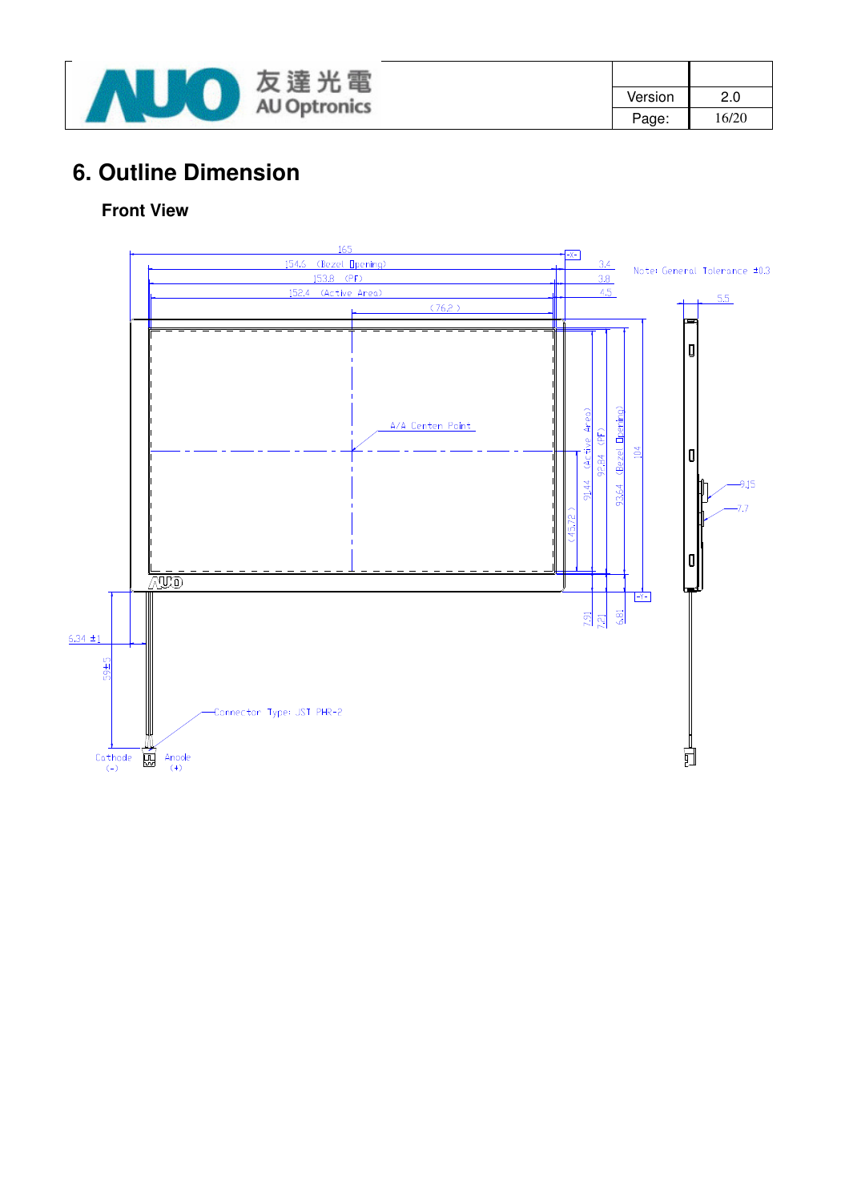# 6. Outline Dimension

## Front View

165

154.6 (Bezel Opening)

153.8 (PF)

152.4 (Active Area)

(76.2)

3.4

3.8

4.5

Note: General Tolerance ±0.3

5.5

A/A Center Point

91.44 (Active Area)

92.84 (PF)

93.64 (Bezel Opening)

104

(45.72)

7.91

7.21

6.81

9.15

7.7

6.34 ±1

59±5

Connector Type: JST PHR-2

Cathode (-)

Anode (+)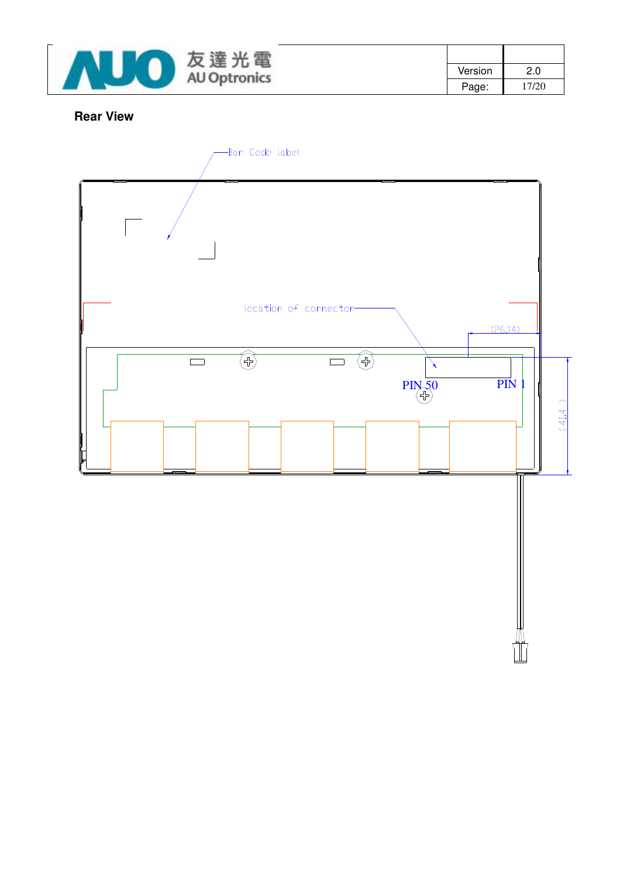**Rear View**

Bar Code label

location of connector

(26.14)

PIN 50

PIN 1

( 41.4 )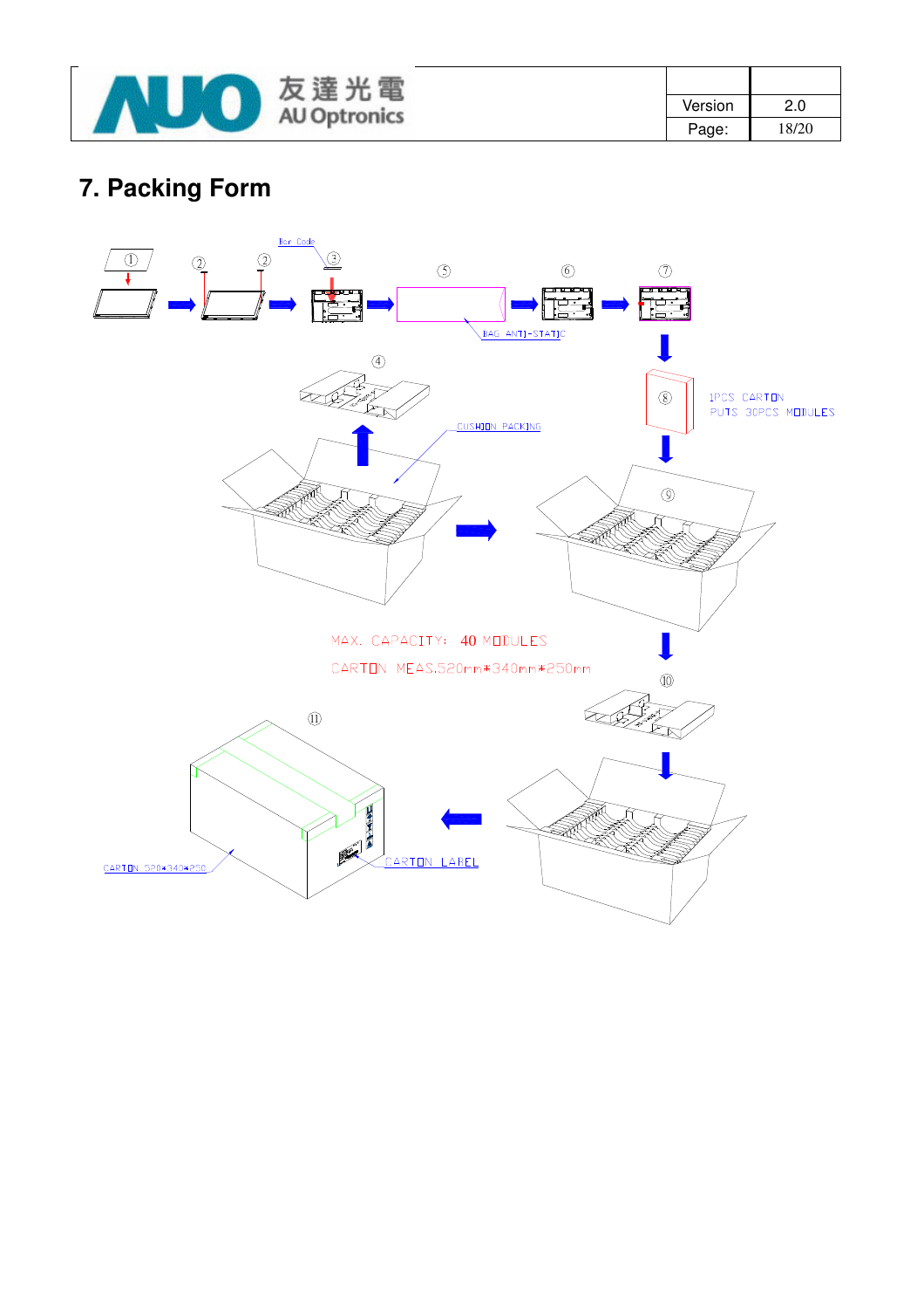# 7. Packing Form

①  ②  ②  ③ Bar Code  ⑤  ⑥  ⑦

BAG ANTI-STATIC

④

CUSHION PACKING

⑧ 1PCS CARTON PUTS 30PCS MODULES

⑨

MAX. CAPACITY: 40 MODULES

CARTON MEAS.520mm*340mm*250mm

⑩

⑪

CARTON 520*340*250

CARTON LABEL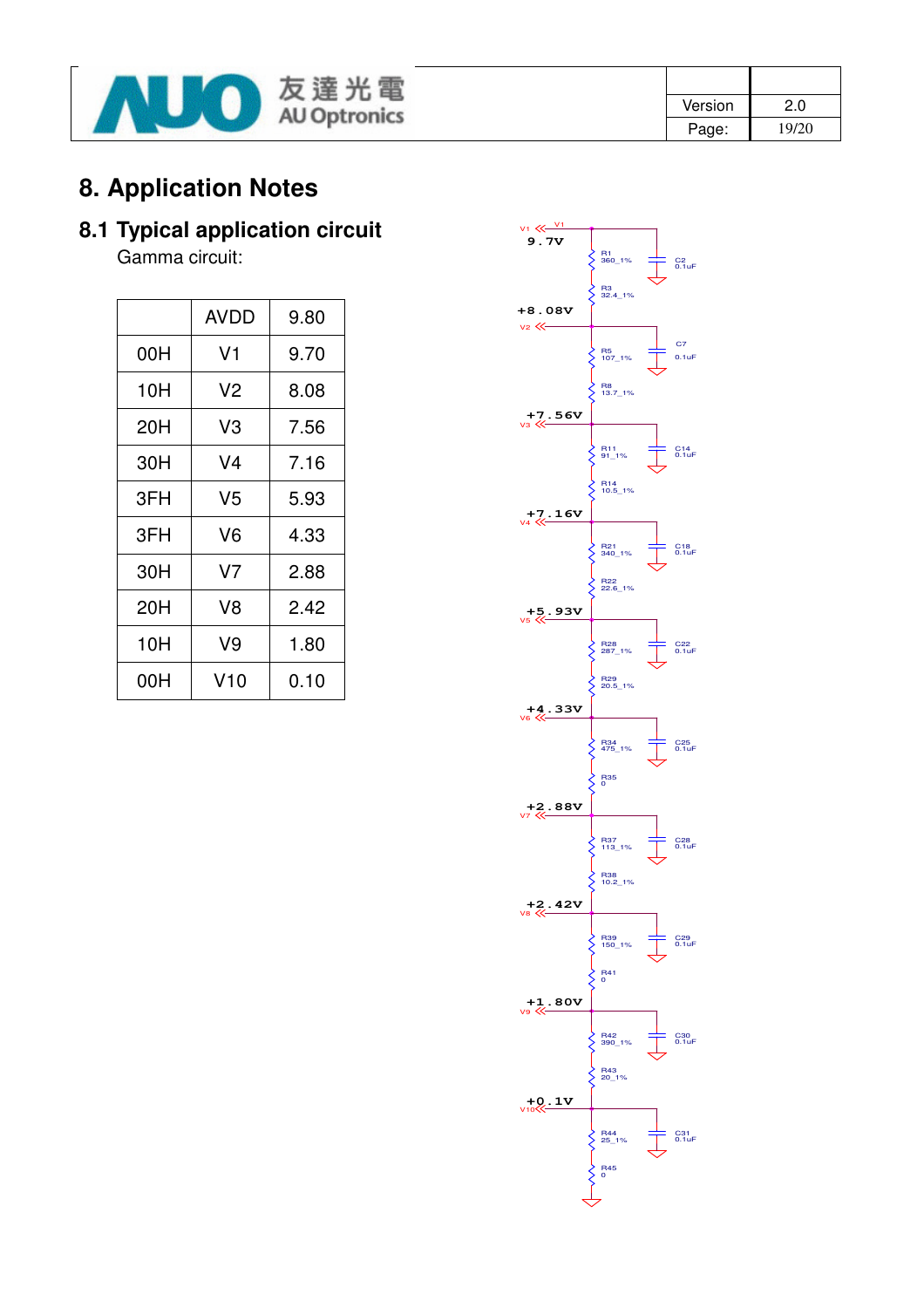# 8. Application Notes

## 8.1 Typical application circuit

Gamma circuit:

| | AVDD | 9.80 |
|---|---|---|
| 00H | V1 | 9.70 |
| 10H | V2 | 8.08 |
| 20H | V3 | 7.56 |
| 30H | V4 | 7.16 |
| 3FH | V5 | 5.93 |
| 3FH | V6 | 4.33 |
| 30H | V7 | 2.88 |
| 20H | V8 | 2.42 |
| 10H | V9 | 1.80 |
| 00H | V10 | 0.10 |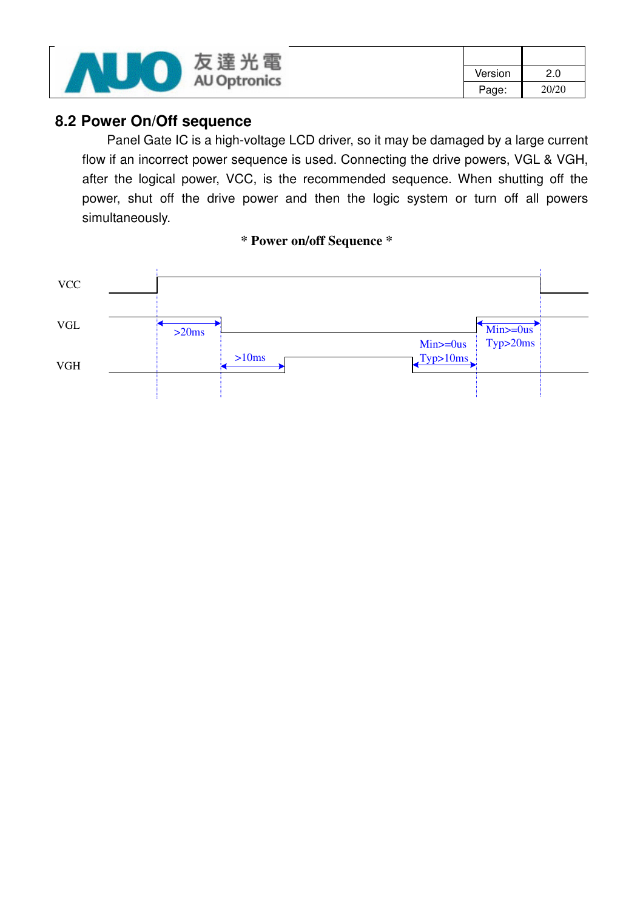## 8.2 Power On/Off sequence

Panel Gate IC is a high-voltage LCD driver, so it may be damaged by a large current flow if an incorrect power sequence is used. Connecting the drive powers, VGL & VGH, after the logical power, VCC, is the recommended sequence. When shutting off the power, shut off the drive power and then the logic system or turn off all powers simultaneously.

**\* Power on/off Sequence \***

VCC

VGL

VGH

>20ms

>10ms

Min>=0us
Typ>10ms

Min>=0us
Typ>20ms